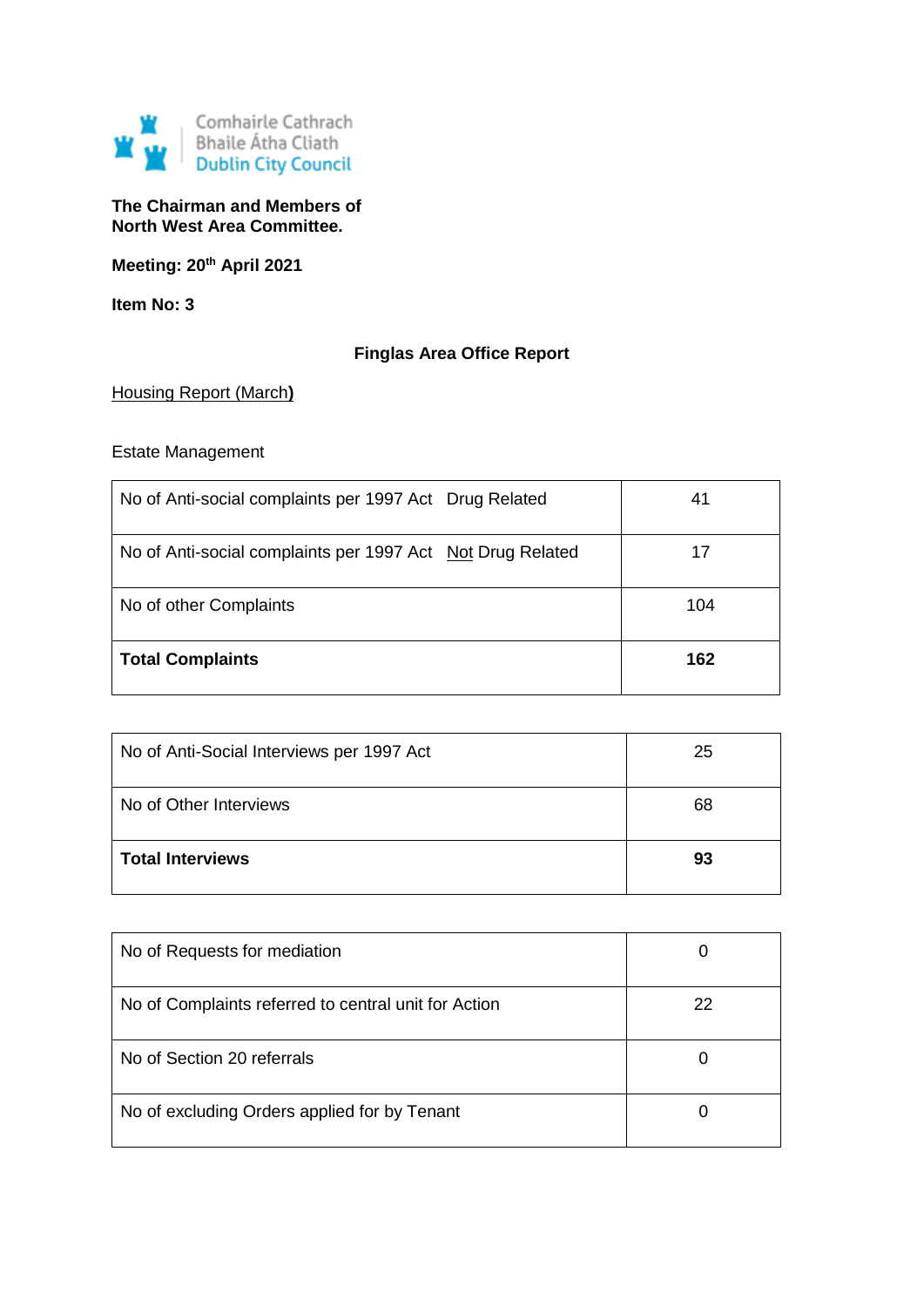Comhairle Cathrach
Bhaile Átha Cliath
Dublin City Council

**The Chairman and Members of**
**North West Area Committee.**

**Meeting: 20th April 2021**

**Item No: 3**

**Finglas Area Office Report**

Housing Report (March**)**

Estate Management

| | |
|---|---|
| No of Anti-social complaints per 1997 Act Drug Related | 41 |
| No of Anti-social complaints per 1997 Act Not Drug Related | 17 |
| No of other Complaints | 104 |
| **Total Complaints** | **162** |

| | |
|---|---|
| No of Anti-Social Interviews per 1997 Act | 25 |
| No of Other Interviews | 68 |
| **Total Interviews** | **93** |

| | |
|---|---|
| No of Requests for mediation | 0 |
| No of Complaints referred to central unit for Action | 22 |
| No of Section 20 referrals | 0 |
| No of excluding Orders applied for by Tenant | 0 |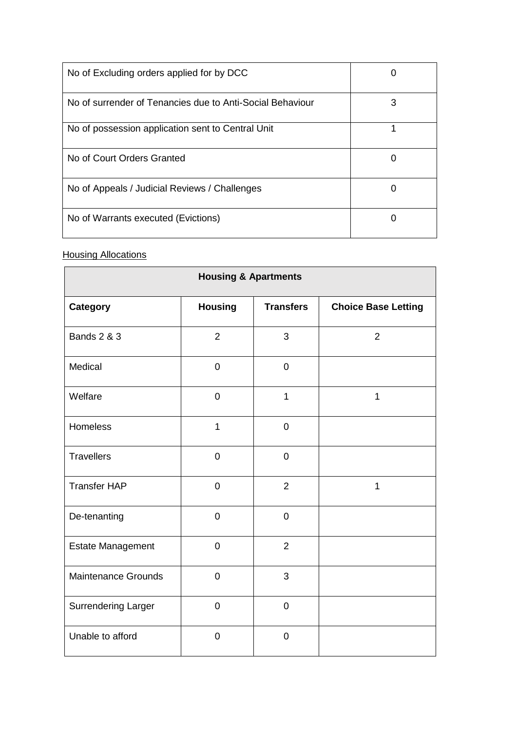| No of Excluding orders applied for by DCC | 0 |
| --- | --- |
| No of surrender of Tenancies due to Anti-Social Behaviour | 3 |
| No of possession application sent to Central Unit | 1 |
| No of Court Orders Granted | 0 |
| No of Appeals / Judicial Reviews / Challenges | 0 |
| No of Warrants executed (Evictions) | 0 |

<u>Housing Allocations</u>

| **Housing & Apartments** | | | |
| --- | --- | --- | --- |
| **Category** | **Housing** | **Transfers** | **Choice Base Letting** |
| Bands 2 & 3 | 2 | 3 | 2 |
| Medical | 0 | 0 | |
| Welfare | 0 | 1 | 1 |
| Homeless | 1 | 0 | |
| Travellers | 0 | 0 | |
| Transfer HAP | 0 | 2 | 1 |
| De-tenanting | 0 | 0 | |
| Estate Management | 0 | 2 | |
| Maintenance Grounds | 0 | 3 | |
| Surrendering Larger | 0 | 0 | |
| Unable to afford | 0 | 0 | |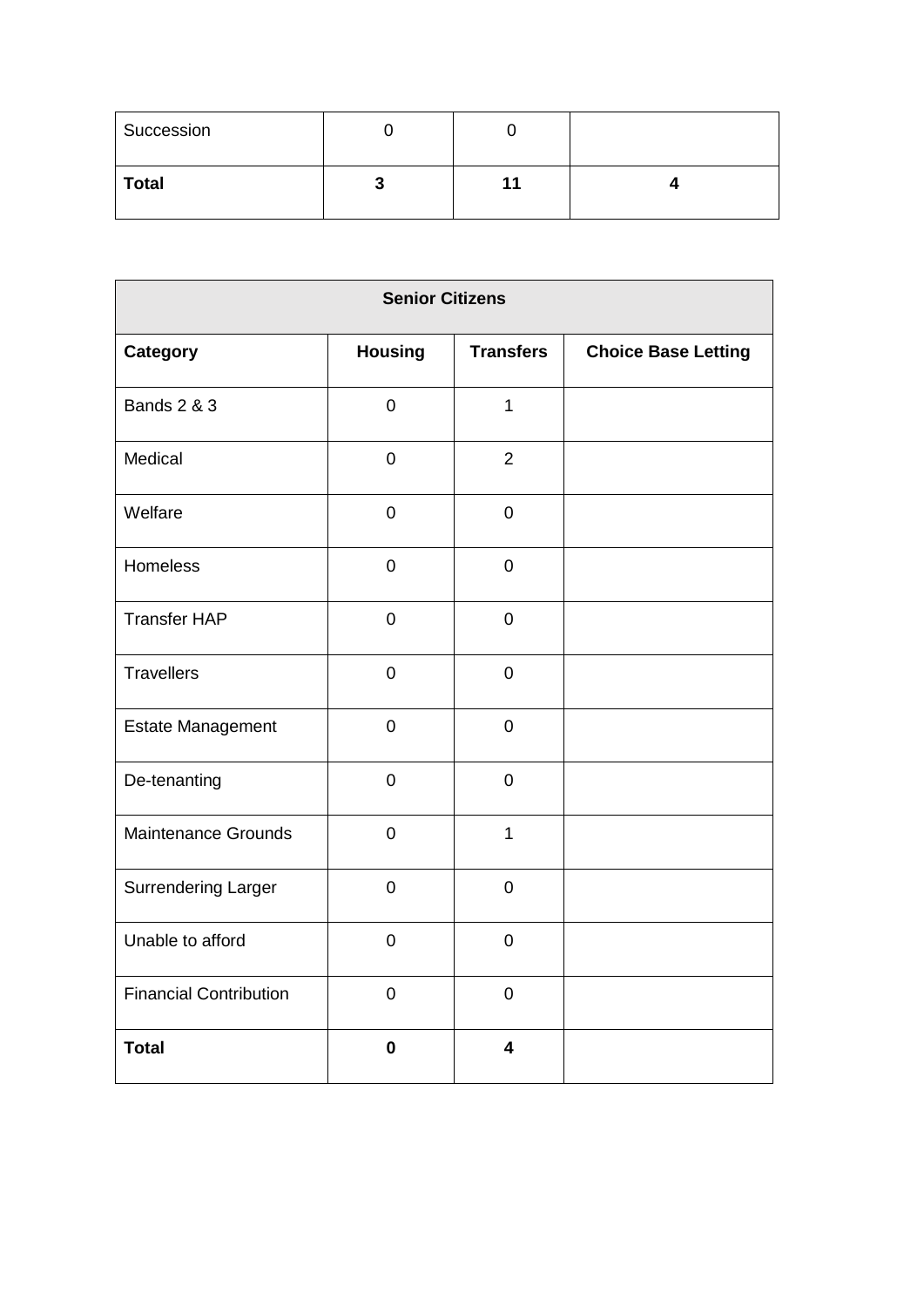| | | | |
|---|---|---|---|
| Succession | 0 | 0 | |
| **Total** | **3** | **11** | **4** |

| **Senior Citizens** | | | |
|---|---|---|---|
| **Category** | **Housing** | **Transfers** | **Choice Base Letting** |
| Bands 2 & 3 | 0 | 1 | |
| Medical | 0 | 2 | |
| Welfare | 0 | 0 | |
| Homeless | 0 | 0 | |
| Transfer HAP | 0 | 0 | |
| Travellers | 0 | 0 | |
| Estate Management | 0 | 0 | |
| De-tenanting | 0 | 0 | |
| Maintenance Grounds | 0 | 1 | |
| Surrendering Larger | 0 | 0 | |
| Unable to afford | 0 | 0 | |
| Financial Contribution | 0 | 0 | |
| **Total** | **0** | **4** | |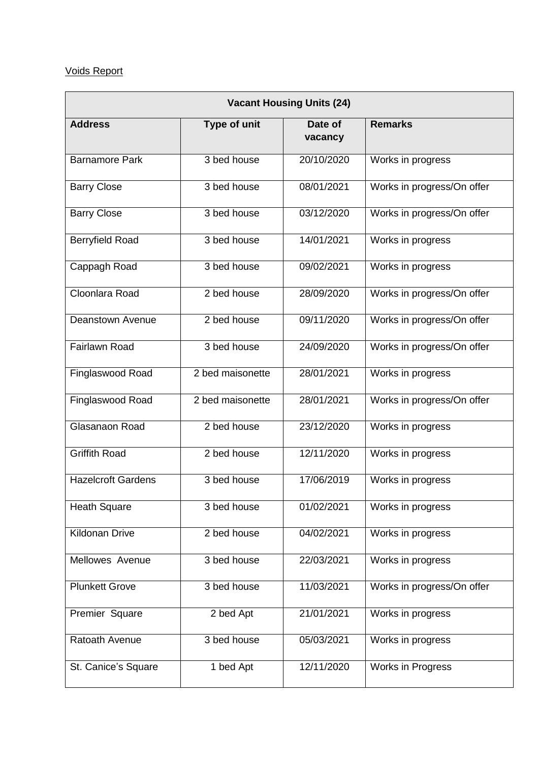Voids Report

| Vacant Housing Units (24) | | | |
|---|---|---|---|
| **Address** | **Type of unit** | **Date of vacancy** | **Remarks** |
| Barnamore Park | 3 bed house | 20/10/2020 | Works in progress |
| Barry Close | 3 bed house | 08/01/2021 | Works in progress/On offer |
| Barry Close | 3 bed house | 03/12/2020 | Works in progress/On offer |
| Berryfield Road | 3 bed house | 14/01/2021 | Works in progress |
| Cappagh Road | 3 bed house | 09/02/2021 | Works in progress |
| Cloonlara Road | 2 bed house | 28/09/2020 | Works in progress/On offer |
| Deanstown Avenue | 2 bed house | 09/11/2020 | Works in progress/On offer |
| Fairlawn Road | 3 bed house | 24/09/2020 | Works in progress/On offer |
| Finglaswood Road | 2 bed maisonette | 28/01/2021 | Works in progress |
| Finglaswood Road | 2 bed maisonette | 28/01/2021 | Works in progress/On offer |
| Glasanaon Road | 2 bed house | 23/12/2020 | Works in progress |
| Griffith Road | 2 bed house | 12/11/2020 | Works in progress |
| Hazelcroft Gardens | 3 bed house | 17/06/2019 | Works in progress |
| Heath Square | 3 bed house | 01/02/2021 | Works in progress |
| Kildonan Drive | 2 bed house | 04/02/2021 | Works in progress |
| Mellowes Avenue | 3 bed house | 22/03/2021 | Works in progress |
| Plunkett Grove | 3 bed house | 11/03/2021 | Works in progress/On offer |
| Premier Square | 2 bed Apt | 21/01/2021 | Works in progress |
| Ratoath Avenue | 3 bed house | 05/03/2021 | Works in progress |
| St. Canice's Square | 1 bed Apt | 12/11/2020 | Works in Progress |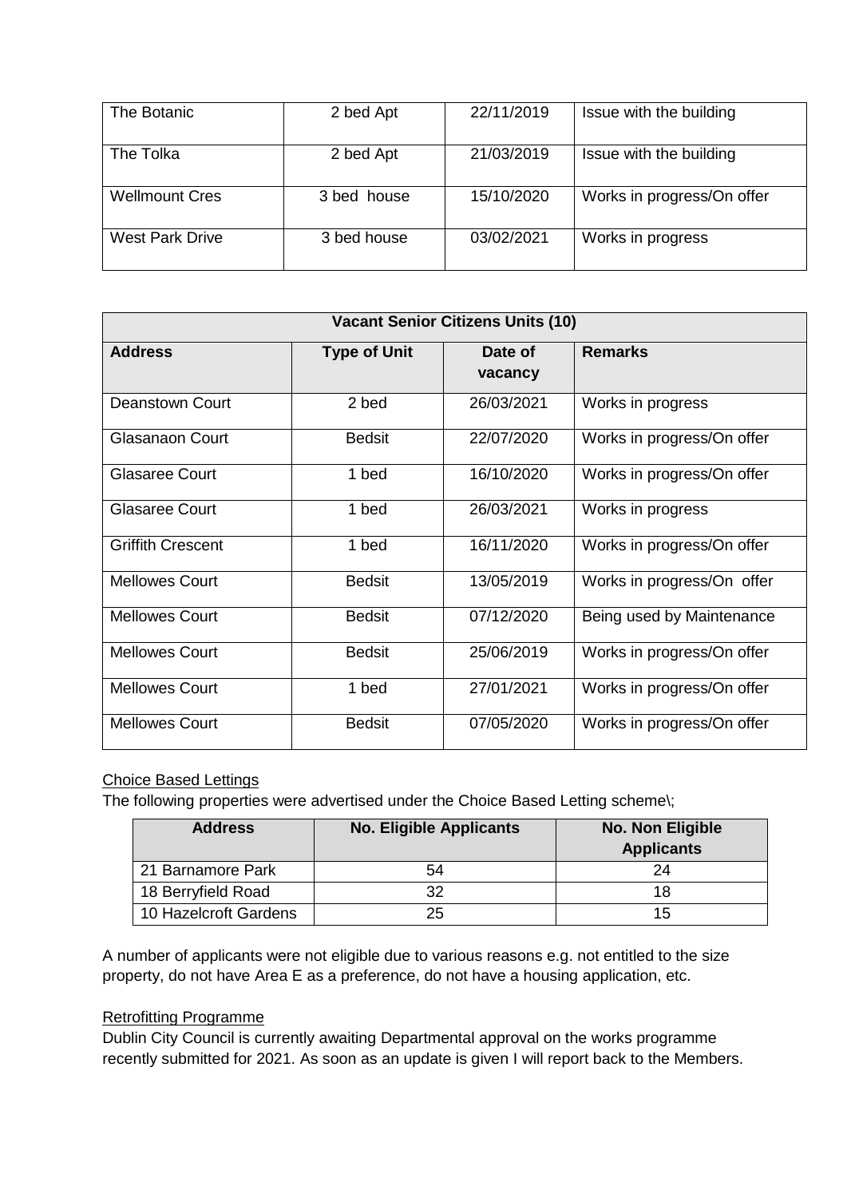| The Botanic | 2 bed Apt | 22/11/2019 | Issue with the building |
|---|---|---|---|
| The Tolka | 2 bed Apt | 21/03/2019 | Issue with the building |
| Wellmount Cres | 3 bed house | 15/10/2020 | Works in progress/On offer |
| West Park Drive | 3 bed house | 03/02/2021 | Works in progress |

| Vacant Senior Citizens Units (10) | | | |
|---|---|---|---|
| **Address** | **Type of Unit** | **Date of vacancy** | **Remarks** |
| Deanstown Court | 2 bed | 26/03/2021 | Works in progress |
| Glasanaon Court | Bedsit | 22/07/2020 | Works in progress/On offer |
| Glasaree Court | 1 bed | 16/10/2020 | Works in progress/On offer |
| Glasaree Court | 1 bed | 26/03/2021 | Works in progress |
| Griffith Crescent | 1 bed | 16/11/2020 | Works in progress/On offer |
| Mellowes Court | Bedsit | 13/05/2019 | Works in progress/On offer |
| Mellowes Court | Bedsit | 07/12/2020 | Being used by Maintenance |
| Mellowes Court | Bedsit | 25/06/2019 | Works in progress/On offer |
| Mellowes Court | 1 bed | 27/01/2021 | Works in progress/On offer |
| Mellowes Court | Bedsit | 07/05/2020 | Works in progress/On offer |

Choice Based Lettings

The following properties were advertised under the Choice Based Letting scheme\;

| Address | No. Eligible Applicants | No. Non Eligible Applicants |
|---|---|---|
| 21 Barnamore Park | 54 | 24 |
| 18 Berryfield Road | 32 | 18 |
| 10 Hazelcroft Gardens | 25 | 15 |

A number of applicants were not eligible due to various reasons e.g. not entitled to the size property, do not have Area E as a preference, do not have a housing application, etc.

Retrofitting Programme

Dublin City Council is currently awaiting Departmental approval on the works programme recently submitted for 2021. As soon as an update is given I will report back to the Members.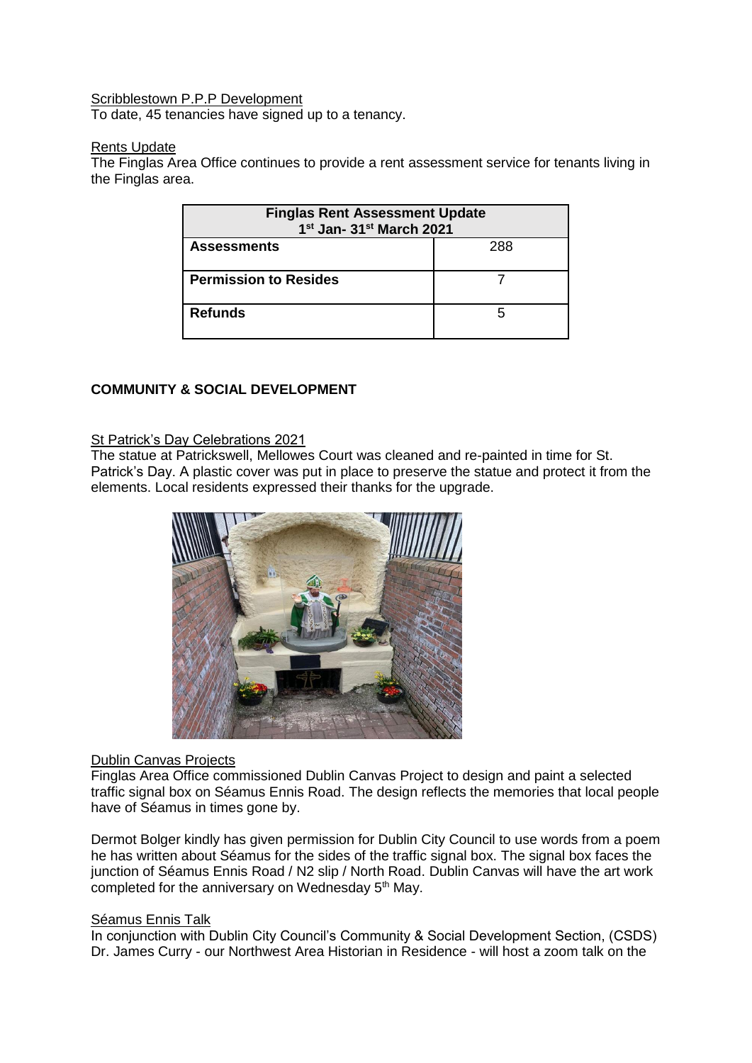Scribblestown P.P.P Development

To date, 45 tenancies have signed up to a tenancy.

Rents Update

The Finglas Area Office continues to provide a rent assessment service for tenants living in the Finglas area.

| Finglas Rent Assessment Update 1st Jan- 31st March 2021 | |
|---|---|
| **Assessments** | 288 |
| **Permission to Resides** | 7 |
| **Refunds** | 5 |

**COMMUNITY & SOCIAL DEVELOPMENT**

St Patrick's Day Celebrations 2021

The statue at Patrickswell, Mellowes Court was cleaned and re-painted in time for St. Patrick's Day. A plastic cover was put in place to preserve the statue and protect it from the elements. Local residents expressed their thanks for the upgrade.

Dublin Canvas Projects

Finglas Area Office commissioned Dublin Canvas Project to design and paint a selected traffic signal box on Séamus Ennis Road. The design reflects the memories that local people have of Séamus in times gone by.

Dermot Bolger kindly has given permission for Dublin City Council to use words from a poem he has written about Séamus for the sides of the traffic signal box. The signal box faces the junction of Séamus Ennis Road / N2 slip / North Road. Dublin Canvas will have the art work completed for the anniversary on Wednesday 5th May.

Séamus Ennis Talk

In conjunction with Dublin City Council's Community & Social Development Section, (CSDS) Dr. James Curry - our Northwest Area Historian in Residence - will host a zoom talk on the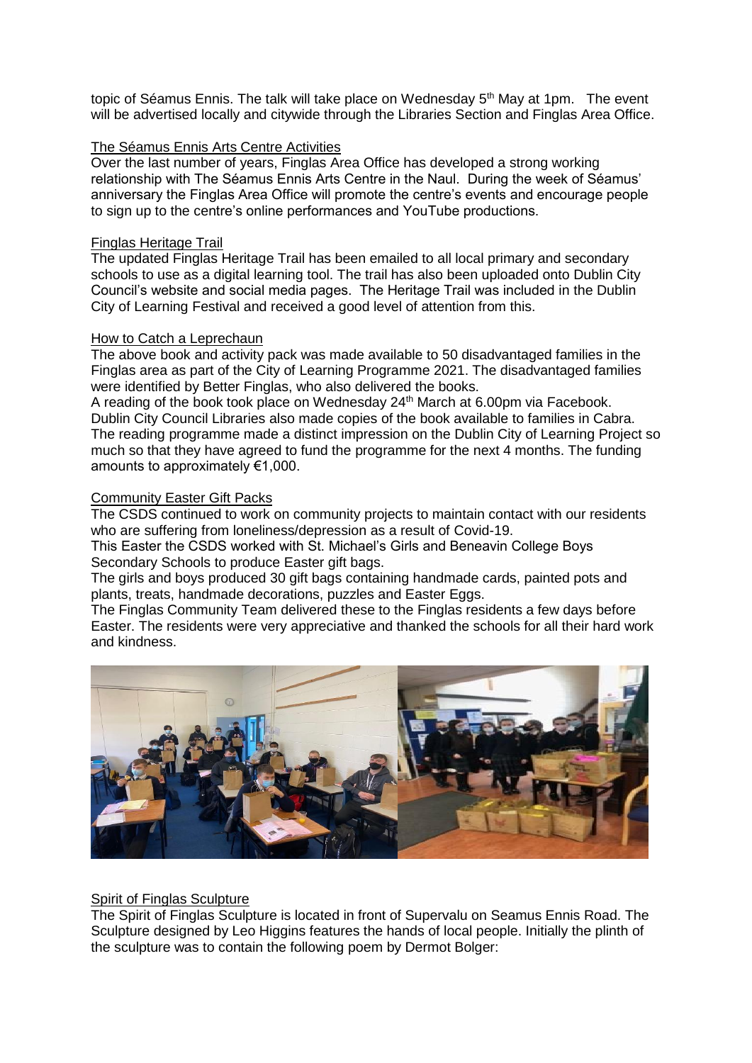topic of Séamus Ennis. The talk will take place on Wednesday 5th May at 1pm. The event will be advertised locally and citywide through the Libraries Section and Finglas Area Office.

The Séamus Ennis Arts Centre Activities

Over the last number of years, Finglas Area Office has developed a strong working relationship with The Séamus Ennis Arts Centre in the Naul. During the week of Séamus' anniversary the Finglas Area Office will promote the centre's events and encourage people to sign up to the centre's online performances and YouTube productions.

Finglas Heritage Trail

The updated Finglas Heritage Trail has been emailed to all local primary and secondary schools to use as a digital learning tool. The trail has also been uploaded onto Dublin City Council's website and social media pages. The Heritage Trail was included in the Dublin City of Learning Festival and received a good level of attention from this.

How to Catch a Leprechaun

The above book and activity pack was made available to 50 disadvantaged families in the Finglas area as part of the City of Learning Programme 2021. The disadvantaged families were identified by Better Finglas, who also delivered the books.
A reading of the book took place on Wednesday 24th March at 6.00pm via Facebook. Dublin City Council Libraries also made copies of the book available to families in Cabra. The reading programme made a distinct impression on the Dublin City of Learning Project so much so that they have agreed to fund the programme for the next 4 months. The funding amounts to approximately €1,000.

Community Easter Gift Packs

The CSDS continued to work on community projects to maintain contact with our residents who are suffering from loneliness/depression as a result of Covid-19.
This Easter the CSDS worked with St. Michael's Girls and Beneavin College Boys Secondary Schools to produce Easter gift bags.
The girls and boys produced 30 gift bags containing handmade cards, painted pots and plants, treats, handmade decorations, puzzles and Easter Eggs.
The Finglas Community Team delivered these to the Finglas residents a few days before Easter. The residents were very appreciative and thanked the schools for all their hard work and kindness.

Spirit of Finglas Sculpture

The Spirit of Finglas Sculpture is located in front of Supervalu on Seamus Ennis Road. The Sculpture designed by Leo Higgins features the hands of local people. Initially the plinth of the sculpture was to contain the following poem by Dermot Bolger: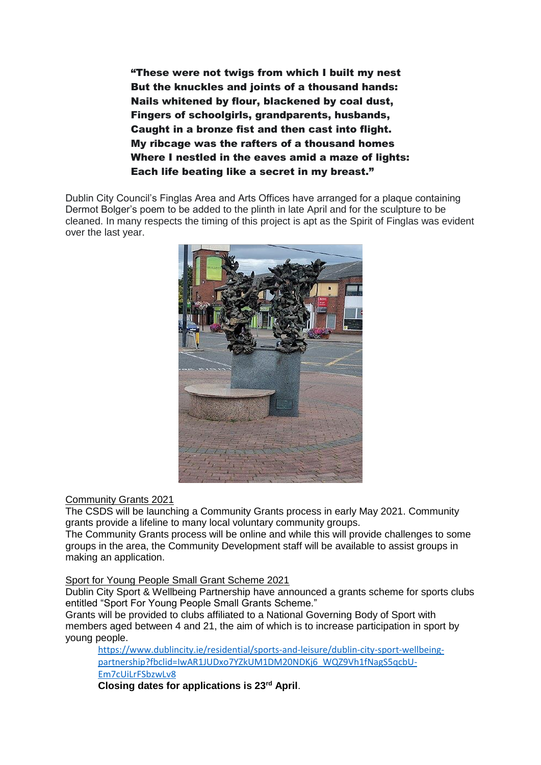**"These were not twigs from which I built my nest**
**But the knuckles and joints of a thousand hands:**
**Nails whitened by flour, blackened by coal dust,**
**Fingers of schoolgirls, grandparents, husbands,**
**Caught in a bronze fist and then cast into flight.**
**My ribcage was the rafters of a thousand homes**
**Where I nestled in the eaves amid a maze of lights:**
**Each life beating like a secret in my breast."**

Dublin City Council's Finglas Area and Arts Offices have arranged for a plaque containing Dermot Bolger's poem to be added to the plinth in late April and for the sculpture to be cleaned. In many respects the timing of this project is apt as the Spirit of Finglas was evident over the last year.

Community Grants 2021

The CSDS will be launching a Community Grants process in early May 2021. Community grants provide a lifeline to many local voluntary community groups.
The Community Grants process will be online and while this will provide challenges to some groups in the area, the Community Development staff will be available to assist groups in making an application.

Sport for Young People Small Grant Scheme 2021

Dublin City Sport & Wellbeing Partnership have announced a grants scheme for sports clubs entitled "Sport For Young People Small Grants Scheme."
Grants will be provided to clubs affiliated to a National Governing Body of Sport with members aged between 4 and 21, the aim of which is to increase participation in sport by young people.

https://www.dublincity.ie/residential/sports-and-leisure/dublin-city-sport-wellbeing-partnership?fbclid=IwAR1JUDxo7YZkUM1DM20NDKj6_WQZ9Vh1fNagS5qcbU-Em7cUiLrFSbzwLv8

**Closing dates for applications is 23rd April**.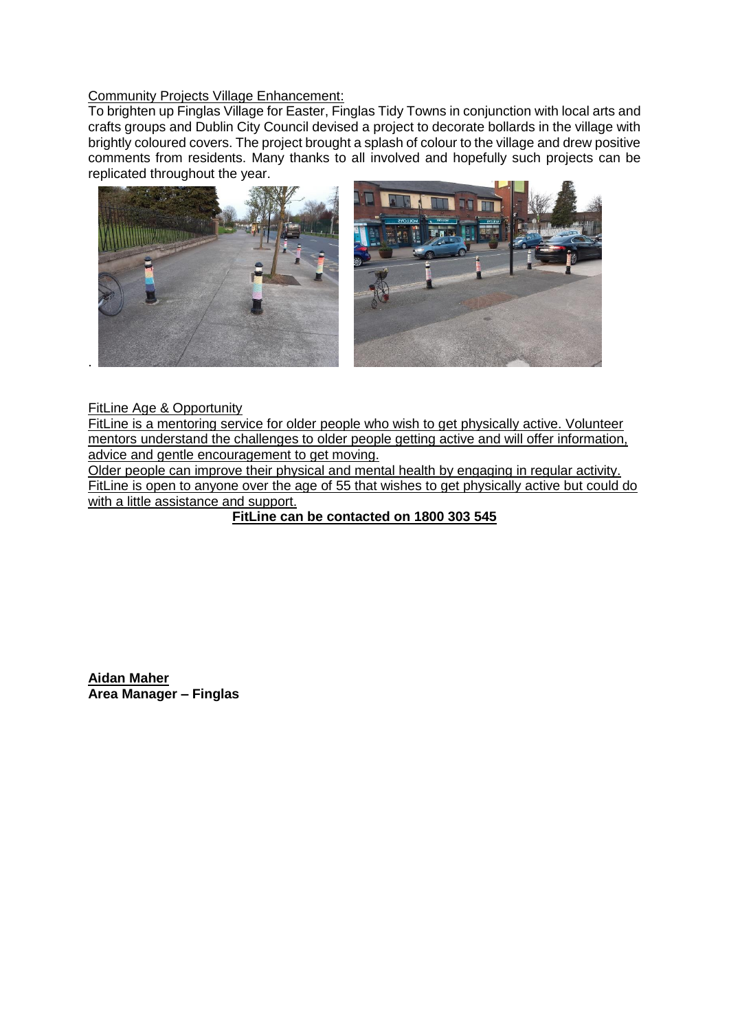Community Projects Village Enhancement:

To brighten up Finglas Village for Easter, Finglas Tidy Towns in conjunction with local arts and crafts groups and Dublin City Council devised a project to decorate bollards in the village with brightly coloured covers. The project brought a splash of colour to the village and drew positive comments from residents. Many thanks to all involved and hopefully such projects can be replicated throughout the year.

.

FitLine Age & Opportunity

FitLine is a mentoring service for older people who wish to get physically active. Volunteer mentors understand the challenges to older people getting active and will offer information, advice and gentle encouragement to get moving.

Older people can improve their physical and mental health by engaging in regular activity. FitLine is open to anyone over the age of 55 that wishes to get physically active but could do with a little assistance and support.

**FitLine can be contacted on 1800 303 545**

**Aidan Maher**
**Area Manager – Finglas**